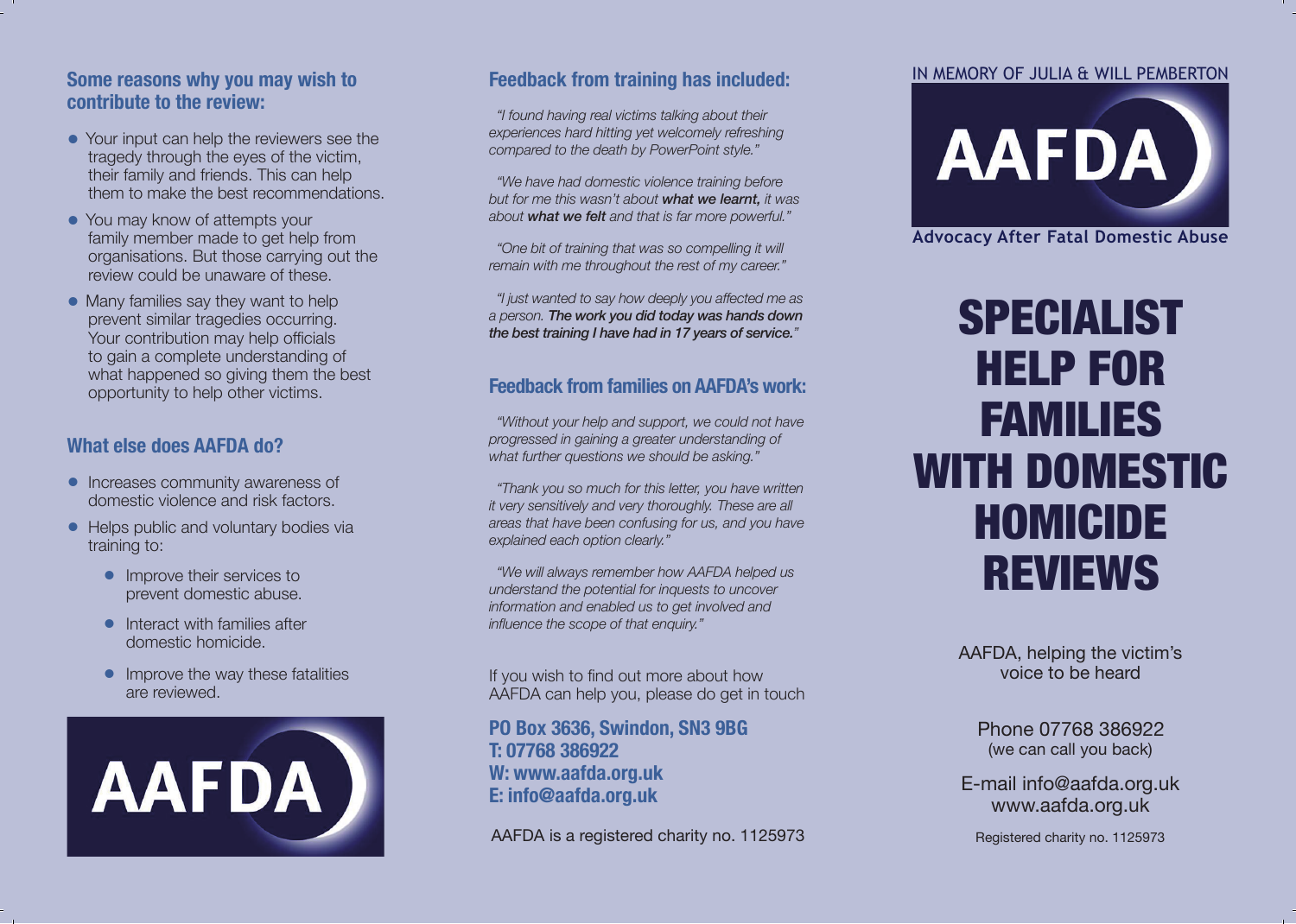## Some reasons why you may wish to contribute to the review:

- Your input can help the reviewers see the tragedy through the eyes of the victim, their family and friends. This can help them to make the best recommendations.
- You may know of attempts your family member made to get help from organisations. But those carrying out the review could be unaware of these.
- Many families say they want to help prevent similar tragedies occurring. Your contribution may help officials to gain a complete understanding of what happened so giving them the best opportunity to help other victims.

## What else does AAFDA do?

- Increases community awareness of domestic violence and risk factors.
- Helps public and voluntary bodies via training to:
  - Improve their services to prevent domestic abuse.
  - Interact with families after domestic homicide.
  - Improve the way these fatalities are reviewed.

AAFDA

## Feedback from training has included:

*"I found having real victims talking about their experiences hard hitting yet welcomely refreshing compared to the death by PowerPoint style."*

*"We have had domestic violence training before but for me this wasn't about **what we learnt,** it was about **what we felt** and that is far more powerful."*

*"One bit of training that was so compelling it will remain with me throughout the rest of my career."*

*"I just wanted to say how deeply you affected me as a person. **The work you did today was hands down the best training I have had in 17 years of service.**"*

## Feedback from families on AAFDA's work:

*"Without your help and support, we could not have progressed in gaining a greater understanding of what further questions we should be asking."*

*"Thank you so much for this letter, you have written it very sensitively and very thoroughly. These are all areas that have been confusing for us, and you have explained each option clearly."*

*"We will always remember how AAFDA helped us understand the potential for inquests to uncover information and enabled us to get involved and influence the scope of that enquiry."*

If you wish to find out more about how AAFDA can help you, please do get in touch

**PO Box 3636, Swindon, SN3 9BG**
**T: 07768 386922**
**W: www.aafda.org.uk**
**E: info@aafda.org.uk**

AAFDA is a registered charity no. 1125973

IN MEMORY OF JULIA & WILL PEMBERTON

AAFDA

**Advocacy After Fatal Domestic Abuse**

# SPECIALIST HELP FOR FAMILIES WITH DOMESTIC HOMICIDE REVIEWS

AAFDA, helping the victim's voice to be heard

Phone 07768 386922
(we can call you back)

E-mail info@aafda.org.uk
www.aafda.org.uk

Registered charity no. 1125973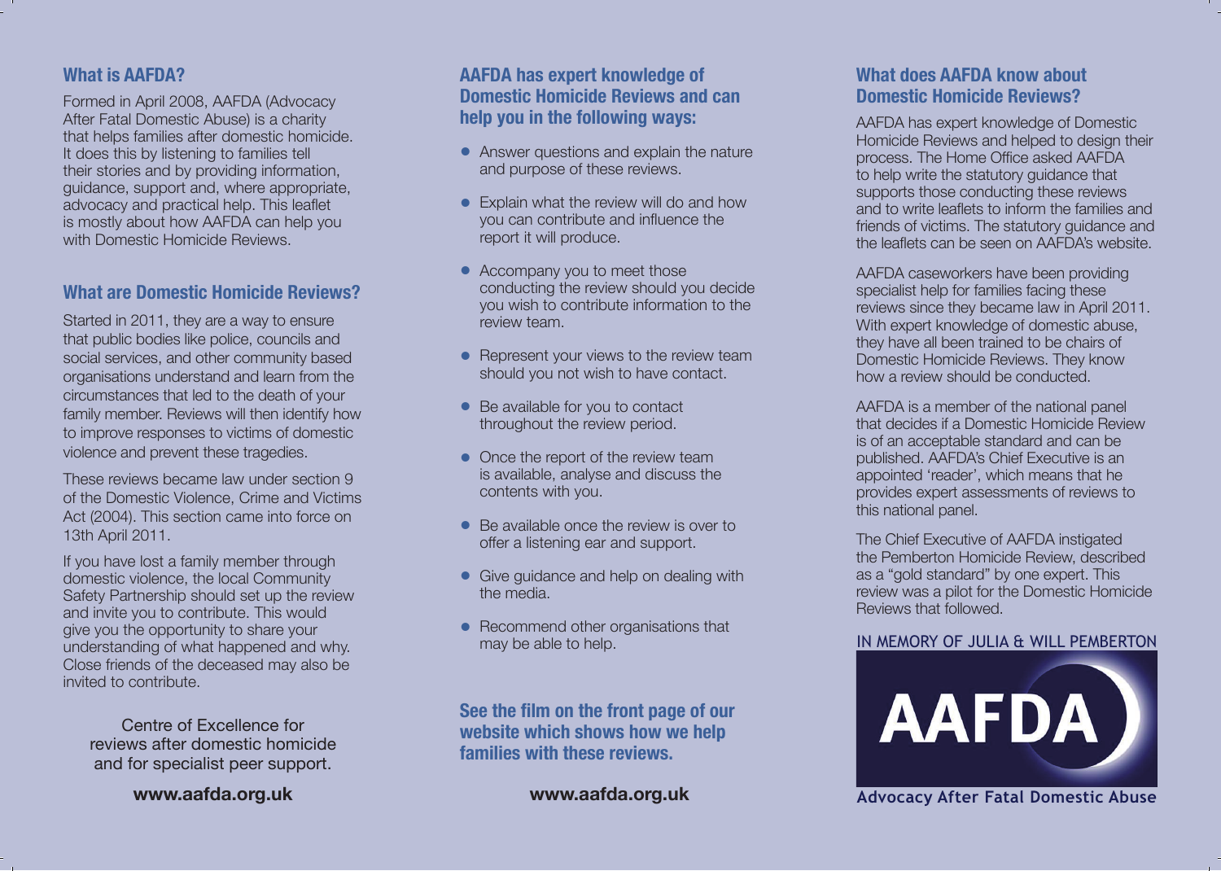## What is AAFDA?

Formed in April 2008, AAFDA (Advocacy After Fatal Domestic Abuse) is a charity that helps families after domestic homicide. It does this by listening to families tell their stories and by providing information, guidance, support and, where appropriate, advocacy and practical help. This leaflet is mostly about how AAFDA can help you with Domestic Homicide Reviews.

## What are Domestic Homicide Reviews?

Started in 2011, they are a way to ensure that public bodies like police, councils and social services, and other community based organisations understand and learn from the circumstances that led to the death of your family member. Reviews will then identify how to improve responses to victims of domestic violence and prevent these tragedies.

These reviews became law under section 9 of the Domestic Violence, Crime and Victims Act (2004). This section came into force on 13th April 2011.

If you have lost a family member through domestic violence, the local Community Safety Partnership should set up the review and invite you to contribute. This would give you the opportunity to share your understanding of what happened and why. Close friends of the deceased may also be invited to contribute.

Centre of Excellence for reviews after domestic homicide and for specialist peer support.

**www.aafda.org.uk**

## AAFDA has expert knowledge of Domestic Homicide Reviews and can help you in the following ways:

- Answer questions and explain the nature and purpose of these reviews.
- Explain what the review will do and how you can contribute and influence the report it will produce.
- Accompany you to meet those conducting the review should you decide you wish to contribute information to the review team.
- Represent your views to the review team should you not wish to have contact.
- Be available for you to contact throughout the review period.
- Once the report of the review team is available, analyse and discuss the contents with you.
- Be available once the review is over to offer a listening ear and support.
- Give guidance and help on dealing with the media.
- Recommend other organisations that may be able to help.

**See the film on the front page of our website which shows how we help families with these reviews.**

**www.aafda.org.uk**

## What does AAFDA know about Domestic Homicide Reviews?

AAFDA has expert knowledge of Domestic Homicide Reviews and helped to design their process. The Home Office asked AAFDA to help write the statutory guidance that supports those conducting these reviews and to write leaflets to inform the families and friends of victims. The statutory guidance and the leaflets can be seen on AAFDA's website.

AAFDA caseworkers have been providing specialist help for families facing these reviews since they became law in April 2011. With expert knowledge of domestic abuse, they have all been trained to be chairs of Domestic Homicide Reviews. They know how a review should be conducted.

AAFDA is a member of the national panel that decides if a Domestic Homicide Review is of an acceptable standard and can be published. AAFDA's Chief Executive is an appointed 'reader', which means that he provides expert assessments of reviews to this national panel.

The Chief Executive of AAFDA instigated the Pemberton Homicide Review, described as a "gold standard" by one expert. This review was a pilot for the Domestic Homicide Reviews that followed.

IN MEMORY OF JULIA & WILL PEMBERTON

AAFDA

Advocacy After Fatal Domestic Abuse